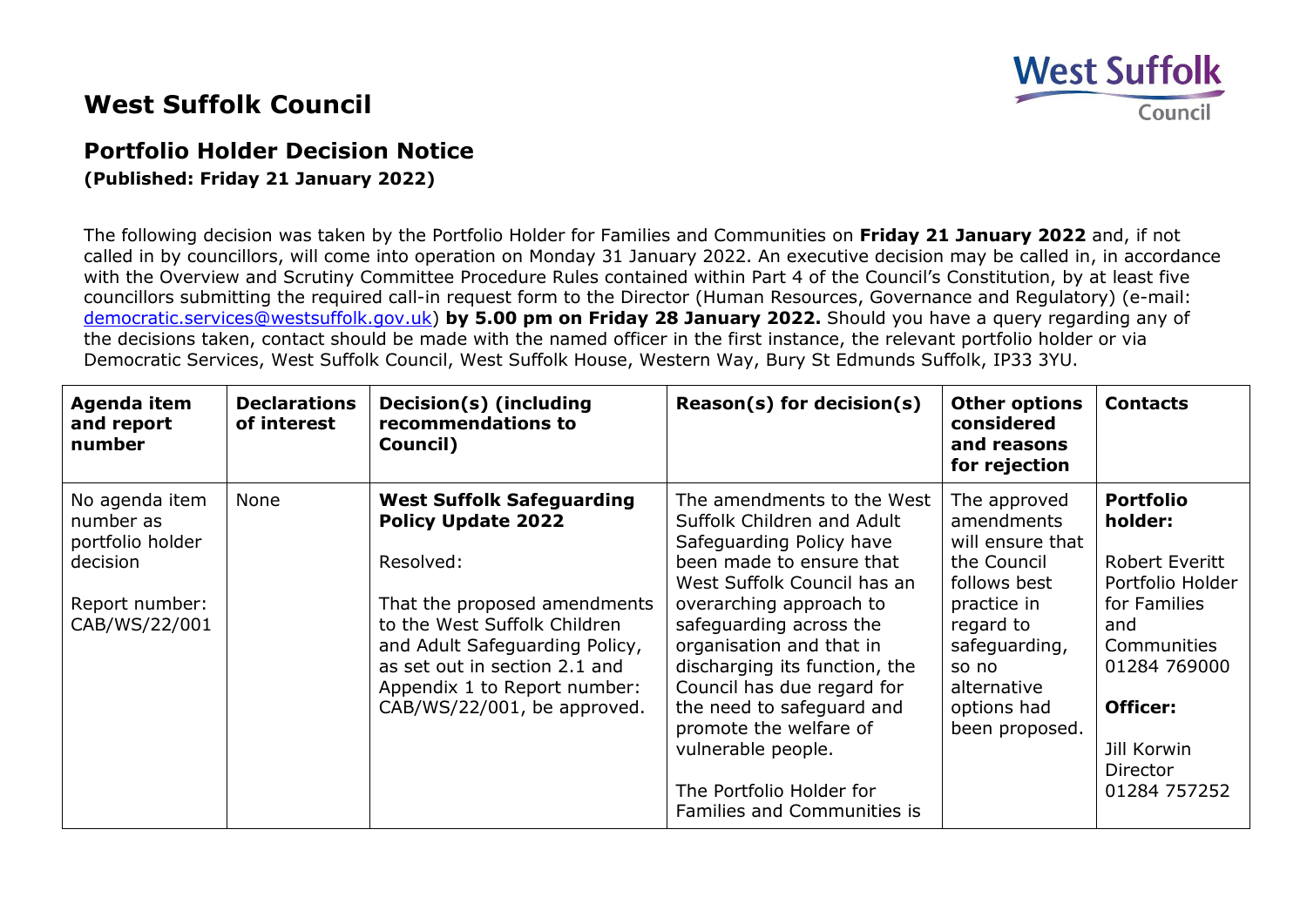# West Suffolk Council

## Portfolio Holder Decision Notice

**(Published: Friday 21 January 2022)**

The following decision was taken by the Portfolio Holder for Families and Communities on **Friday 21 January 2022** and, if not called in by councillors, will come into operation on Monday 31 January 2022. An executive decision may be called in, in accordance with the Overview and Scrutiny Committee Procedure Rules contained within Part 4 of the Council's Constitution, by at least five councillors submitting the required call-in request form to the Director (Human Resources, Governance and Regulatory) (e-mail: democratic.services@westsuffolk.gov.uk) **by 5.00 pm on Friday 28 January 2022.** Should you have a query regarding any of the decisions taken, contact should be made with the named officer in the first instance, the relevant portfolio holder or via Democratic Services, West Suffolk Council, West Suffolk House, Western Way, Bury St Edmunds Suffolk, IP33 3YU.

| Agenda item and report number | Declarations of interest | Decision(s) (including recommendations to Council) | Reason(s) for decision(s) | Other options considered and reasons for rejection | Contacts |
|---|---|---|---|---|---|
| No agenda item number as portfolio holder decision<br><br>Report number: CAB/WS/22/001 | None | **West Suffolk Safeguarding Policy Update 2022**<br><br>Resolved:<br><br>That the proposed amendments to the West Suffolk Children and Adult Safeguarding Policy, as set out in section 2.1 and Appendix 1 to Report number: CAB/WS/22/001, be approved. | The amendments to the West Suffolk Children and Adult Safeguarding Policy have been made to ensure that West Suffolk Council has an overarching approach to safeguarding across the organisation and that in discharging its function, the Council has due regard for the need to safeguard and promote the welfare of vulnerable people.<br><br>The Portfolio Holder for Families and Communities is | The approved amendments will ensure that the Council follows best practice in regard to safeguarding, so no alternative options had been proposed. | **Portfolio holder:**<br><br>Robert Everitt Portfolio Holder for Families and Communities 01284 769000<br><br>**Officer:**<br><br>Jill Korwin Director 01284 757252 |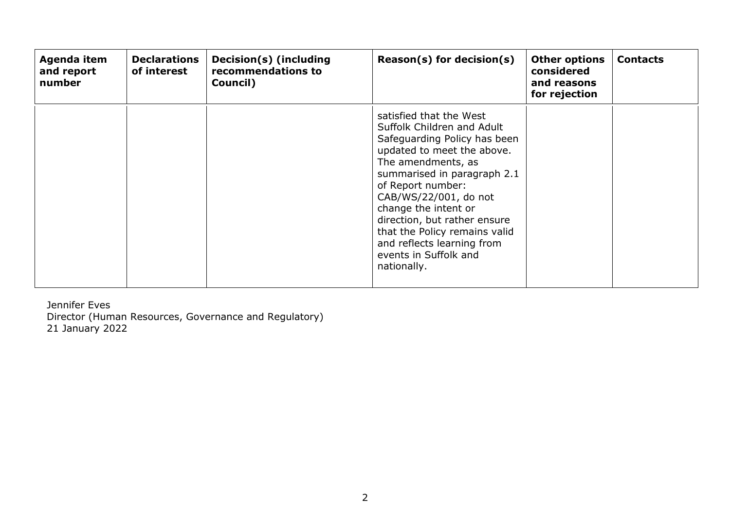| Agenda item and report number | Declarations of interest | Decision(s) (including recommendations to Council) | Reason(s) for decision(s) | Other options considered and reasons for rejection | Contacts |
|---|---|---|---|---|---|
| | | | satisfied that the West Suffolk Children and Adult Safeguarding Policy has been updated to meet the above. The amendments, as summarised in paragraph 2.1 of Report number: CAB/WS/22/001, do not change the intent or direction, but rather ensure that the Policy remains valid and reflects learning from events in Suffolk and nationally. | | |

Jennifer Eves
Director (Human Resources, Governance and Regulatory)
21 January 2022